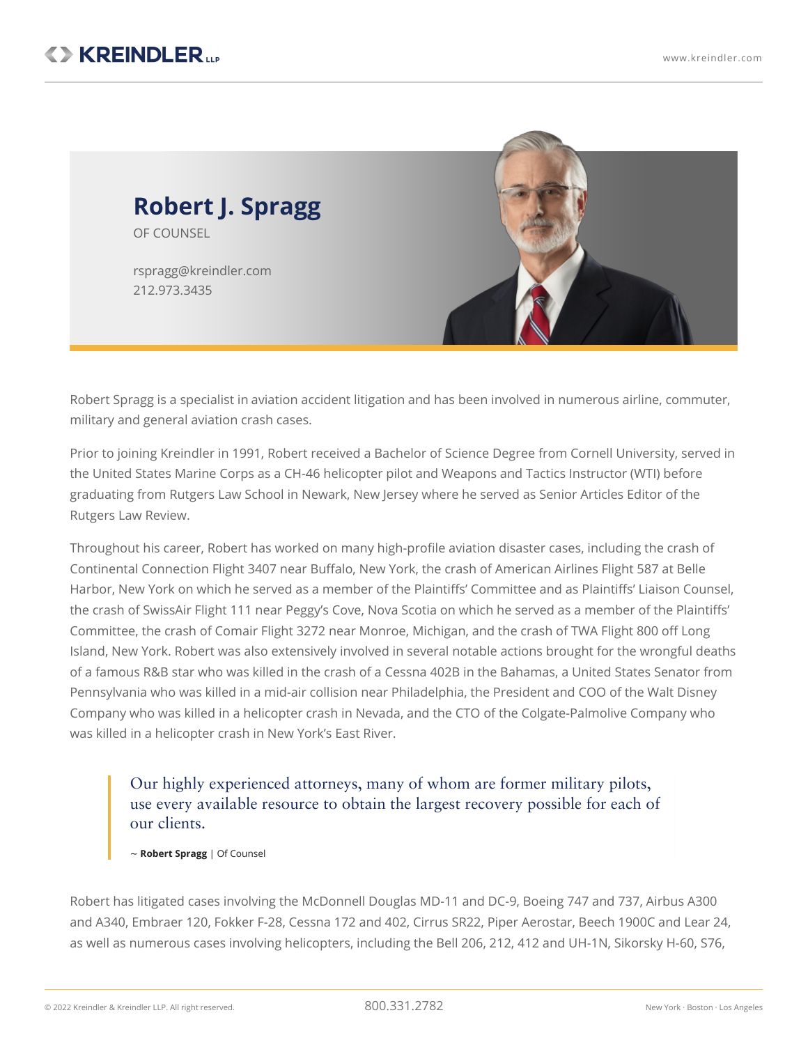# Robert J. Spragg

OF COUNSEL

rspragg@kreindler.com
212.973.3435

Robert Spragg is a specialist in aviation accident litigation and has been involved in numerous airline, commuter, military and general aviation crash cases.

Prior to joining Kreindler in 1991, Robert received a Bachelor of Science Degree from Cornell University, served in the United States Marine Corps as a CH-46 helicopter pilot and Weapons and Tactics Instructor (WTI) before graduating from Rutgers Law School in Newark, New Jersey where he served as Senior Articles Editor of the Rutgers Law Review.

Throughout his career, Robert has worked on many high-profile aviation disaster cases, including the crash of Continental Connection Flight 3407 near Buffalo, New York, the crash of American Airlines Flight 587 at Belle Harbor, New York on which he served as a member of the Plaintiffs' Committee and as Plaintiffs' Liaison Counsel, the crash of SwissAir Flight 111 near Peggy's Cove, Nova Scotia on which he served as a member of the Plaintiffs' Committee, the crash of Comair Flight 3272 near Monroe, Michigan, and the crash of TWA Flight 800 off Long Island, New York. Robert was also extensively involved in several notable actions brought for the wrongful deaths of a famous R&B star who was killed in the crash of a Cessna 402B in the Bahamas, a United States Senator from Pennsylvania who was killed in a mid-air collision near Philadelphia, the President and COO of the Walt Disney Company who was killed in a helicopter crash in Nevada, and the CTO of the Colgate-Palmolive Company who was killed in a helicopter crash in New York's East River.

> Our highly experienced attorneys, many of whom are former military pilots, use every available resource to obtain the largest recovery possible for each of our clients.
>
> ~ **Robert Spragg** | Of Counsel

Robert has litigated cases involving the McDonnell Douglas MD-11 and DC-9, Boeing 747 and 737, Airbus A300 and A340, Embraer 120, Fokker F-28, Cessna 172 and 402, Cirrus SR22, Piper Aerostar, Beech 1900C and Lear 24, as well as numerous cases involving helicopters, including the Bell 206, 212, 412 and UH-1N, Sikorsky H-60, S76,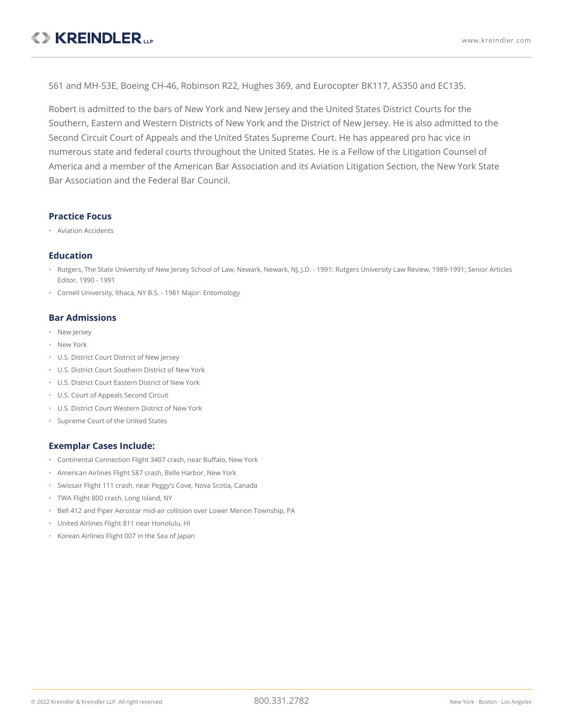S61 and MH-53E, Boeing CH-46, Robinson R22, Hughes 369, and Eurocopter BK117, AS350 and EC135.

Robert is admitted to the bars of New York and New Jersey and the United States District Courts for the Southern, Eastern and Western Districts of New York and the District of New Jersey. He is also admitted to the Second Circuit Court of Appeals and the United States Supreme Court. He has appeared pro hac vice in numerous state and federal courts throughout the United States. He is a Fellow of the Litigation Counsel of America and a member of the American Bar Association and its Aviation Litigation Section, the New York State Bar Association and the Federal Bar Council.

### Practice Focus

- Aviation Accidents

### Education

- Rutgers, The State University of New Jersey School of Law, Newark, Newark, NJ, J.D. - 1991: Rutgers University Law Review, 1989-1991; Senior Articles Editor, 1990 - 1991
- Cornell University, Ithaca, NY B.S. - 1981 Major: Entomology

### Bar Admissions

- New Jersey
- New York
- U.S. District Court District of New Jersey
- U.S. District Court Southern District of New York
- U.S. District Court Eastern District of New York
- U.S. Court of Appeals Second Circuit
- U.S. District Court Western District of New York
- Supreme Court of the United States

### Exemplar Cases Include:

- Continental Connection Flight 3407 crash, near Buffalo, New York
- American Airlines Flight 587 crash, Belle Harbor, New York
- Swissair Flight 111 crash, near Peggy's Cove, Nova Scotia, Canada
- TWA Flight 800 crash, Long Island, NY
- Bell 412 and Piper Aerostar mid-air collision over Lower Merion Township, PA
- United Airlines Flight 811 near Honolulu, HI
- Korean Airlines Flight 007 in the Sea of Japan